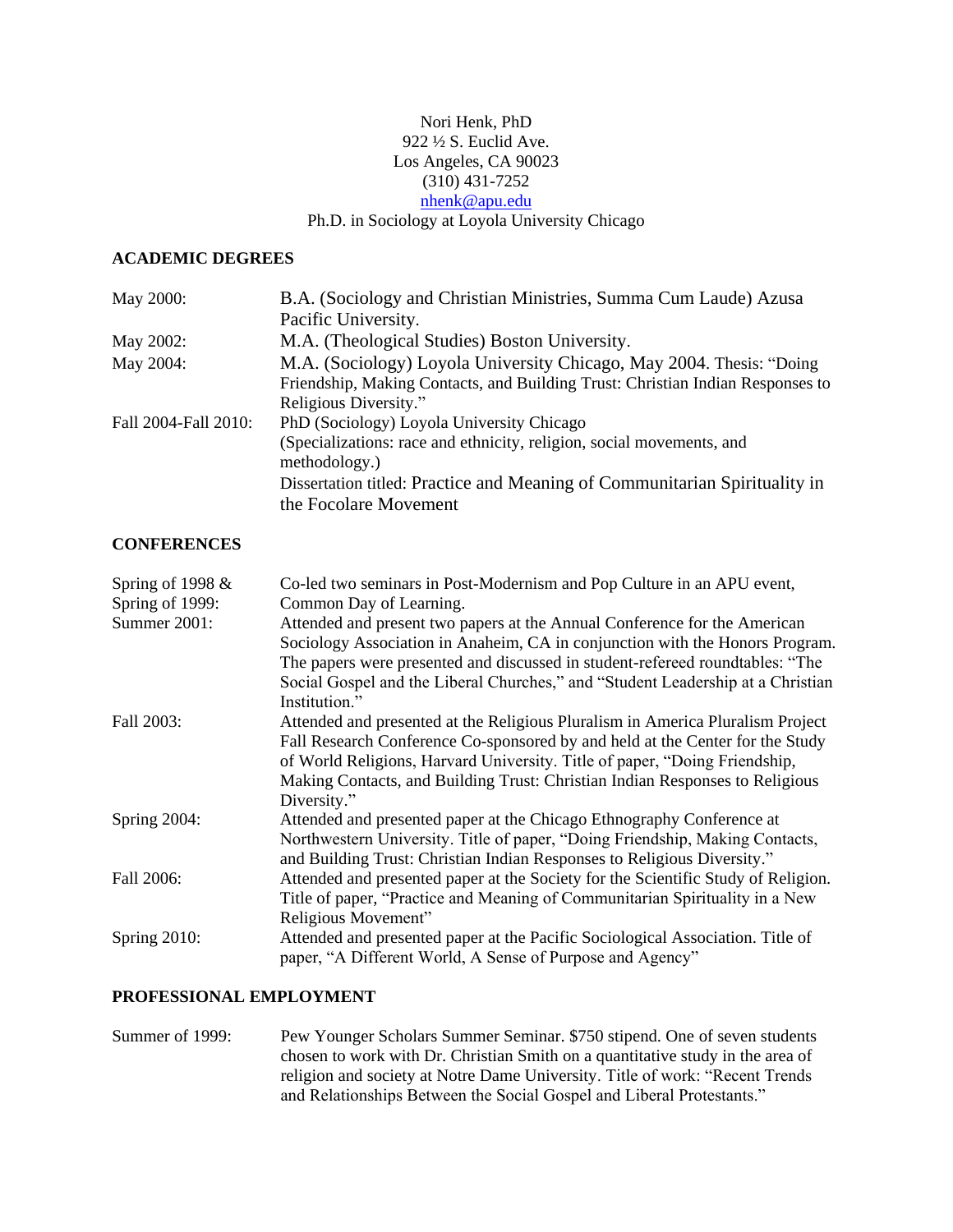Nori Henk, PhD
922 ½ S. Euclid Ave.
Los Angeles, CA 90023
(310) 431-7252
nhenk@apu.edu
Ph.D. in Sociology at Loyola University Chicago

## ACADEMIC DEGREES

| | |
|---|---|
| May 2000: | B.A. (Sociology and Christian Ministries, Summa Cum Laude) Azusa Pacific University. |
| May 2002: | M.A. (Theological Studies) Boston University. |
| May 2004: | M.A. (Sociology) Loyola University Chicago, May 2004. Thesis: "Doing Friendship, Making Contacts, and Building Trust: Christian Indian Responses to Religious Diversity." |
| Fall 2004-Fall 2010: | PhD (Sociology) Loyola University Chicago (Specializations: race and ethnicity, religion, social movements, and methodology.) Dissertation titled: Practice and Meaning of Communitarian Spirituality in the Focolare Movement |

## CONFERENCES

| | |
|---|---|
| Spring of 1998 & Spring of 1999: | Co-led two seminars in Post-Modernism and Pop Culture in an APU event, Common Day of Learning. |
| Summer 2001: | Attended and present two papers at the Annual Conference for the American Sociology Association in Anaheim, CA in conjunction with the Honors Program. The papers were presented and discussed in student-refereed roundtables: "The Social Gospel and the Liberal Churches," and "Student Leadership at a Christian Institution." |
| Fall 2003: | Attended and presented at the Religious Pluralism in America Pluralism Project Fall Research Conference Co-sponsored by and held at the Center for the Study of World Religions, Harvard University. Title of paper, "Doing Friendship, Making Contacts, and Building Trust: Christian Indian Responses to Religious Diversity." |
| Spring 2004: | Attended and presented paper at the Chicago Ethnography Conference at Northwestern University. Title of paper, "Doing Friendship, Making Contacts, and Building Trust: Christian Indian Responses to Religious Diversity." |
| Fall 2006: | Attended and presented paper at the Society for the Scientific Study of Religion. Title of paper, "Practice and Meaning of Communitarian Spirituality in a New Religious Movement" |
| Spring 2010: | Attended and presented paper at the Pacific Sociological Association. Title of paper, "A Different World, A Sense of Purpose and Agency" |

## PROFESSIONAL EMPLOYMENT

| | |
|---|---|
| Summer of 1999: | Pew Younger Scholars Summer Seminar. $750 stipend. One of seven students chosen to work with Dr. Christian Smith on a quantitative study in the area of religion and society at Notre Dame University. Title of work: "Recent Trends and Relationships Between the Social Gospel and Liberal Protestants." |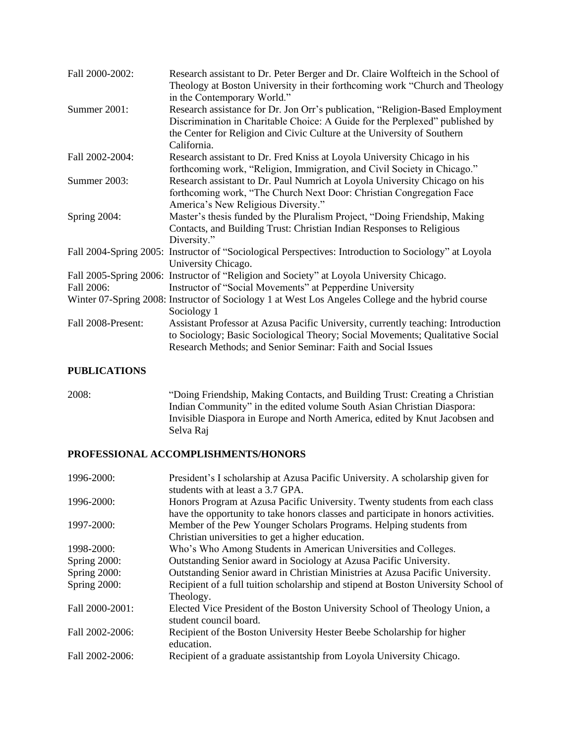| | |
|---|---|
| Fall 2000-2002: | Research assistant to Dr. Peter Berger and Dr. Claire Wolfteich in the School of Theology at Boston University in their forthcoming work "Church and Theology in the Contemporary World." |
| Summer 2001: | Research assistance for Dr. Jon Orr's publication, "Religion-Based Employment Discrimination in Charitable Choice: A Guide for the Perplexed" published by the Center for Religion and Civic Culture at the University of Southern California. |
| Fall 2002-2004: | Research assistant to Dr. Fred Kniss at Loyola University Chicago in his forthcoming work, "Religion, Immigration, and Civil Society in Chicago." |
| Summer 2003: | Research assistant to Dr. Paul Numrich at Loyola University Chicago on his forthcoming work, "The Church Next Door: Christian Congregation Face America's New Religious Diversity." |
| Spring 2004: | Master's thesis funded by the Pluralism Project, "Doing Friendship, Making Contacts, and Building Trust: Christian Indian Responses to Religious Diversity." |
| Fall 2004-Spring 2005: | Instructor of "Sociological Perspectives: Introduction to Sociology" at Loyola University Chicago. |
| Fall 2005-Spring 2006: | Instructor of "Religion and Society" at Loyola University Chicago. |
| Fall 2006: | Instructor of "Social Movements" at Pepperdine University |
| Winter 07-Spring 2008: | Instructor of Sociology 1 at West Los Angeles College and the hybrid course Sociology 1 |
| Fall 2008-Present: | Assistant Professor at Azusa Pacific University, currently teaching: Introduction to Sociology; Basic Sociological Theory; Social Movements; Qualitative Social Research Methods; and Senior Seminar: Faith and Social Issues |

## PUBLICATIONS

| | |
|---|---|
| 2008: | "Doing Friendship, Making Contacts, and Building Trust: Creating a Christian Indian Community" in the edited volume South Asian Christian Diaspora: Invisible Diaspora in Europe and North America, edited by Knut Jacobsen and Selva Raj |

## PROFESSIONAL ACCOMPLISHMENTS/HONORS

| | |
|---|---|
| 1996-2000: | President's I scholarship at Azusa Pacific University. A scholarship given for students with at least a 3.7 GPA. |
| 1996-2000: | Honors Program at Azusa Pacific University. Twenty students from each class have the opportunity to take honors classes and participate in honors activities. |
| 1997-2000: | Member of the Pew Younger Scholars Programs. Helping students from Christian universities to get a higher education. |
| 1998-2000: | Who's Who Among Students in American Universities and Colleges. |
| Spring 2000: | Outstanding Senior award in Sociology at Azusa Pacific University. |
| Spring 2000: | Outstanding Senior award in Christian Ministries at Azusa Pacific University. |
| Spring 2000: | Recipient of a full tuition scholarship and stipend at Boston University School of Theology. |
| Fall 2000-2001: | Elected Vice President of the Boston University School of Theology Union, a student council board. |
| Fall 2002-2006: | Recipient of the Boston University Hester Beebe Scholarship for higher education. |
| Fall 2002-2006: | Recipient of a graduate assistantship from Loyola University Chicago. |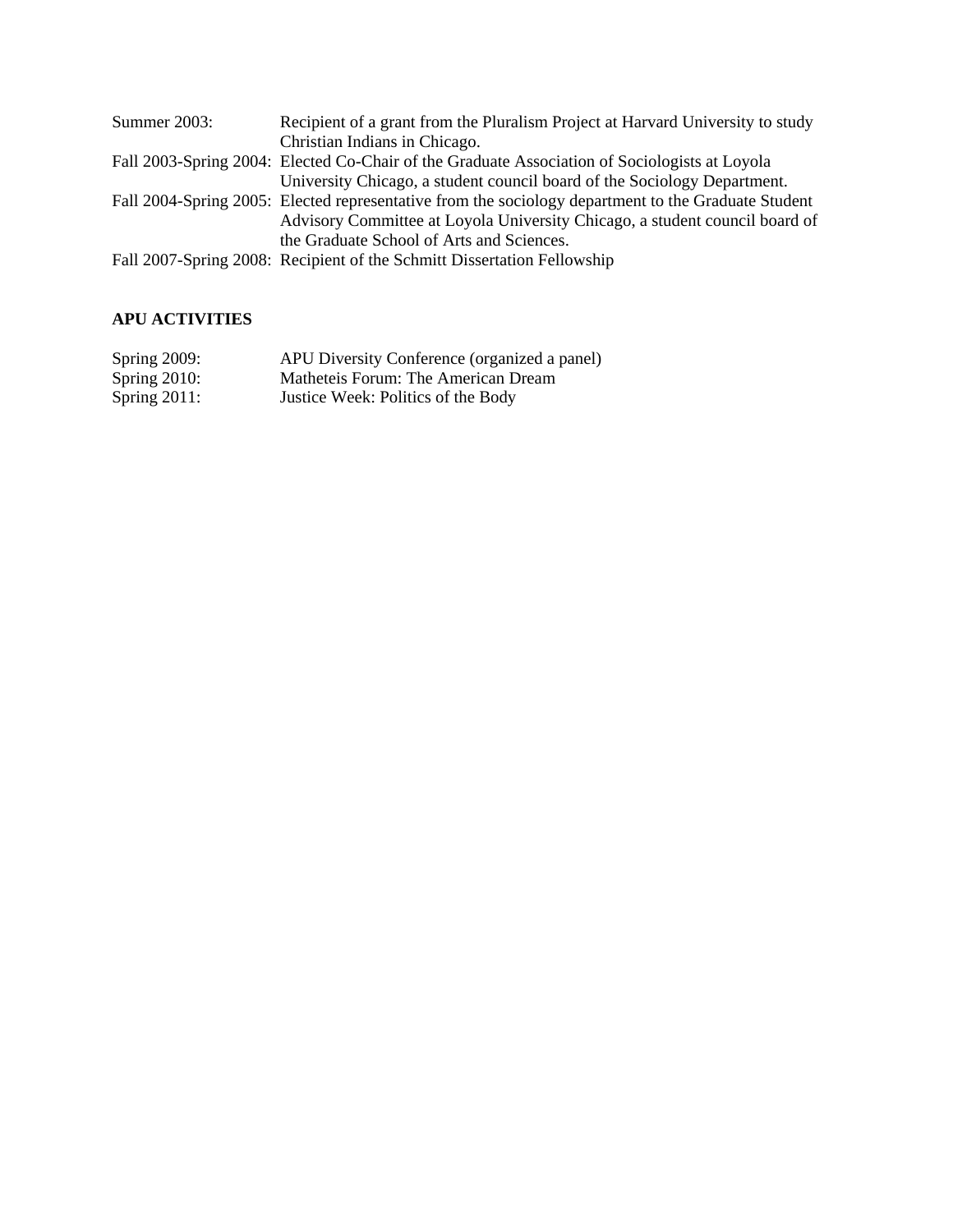| | |
|---|---|
| Summer 2003: | Recipient of a grant from the Pluralism Project at Harvard University to study Christian Indians in Chicago. |
| Fall 2003-Spring 2004: | Elected Co-Chair of the Graduate Association of Sociologists at Loyola University Chicago, a student council board of the Sociology Department. |
| Fall 2004-Spring 2005: | Elected representative from the sociology department to the Graduate Student Advisory Committee at Loyola University Chicago, a student council board of the Graduate School of Arts and Sciences. |
| Fall 2007-Spring 2008: | Recipient of the Schmitt Dissertation Fellowship |

**APU ACTIVITIES**

| | |
|---|---|
| Spring 2009: | APU Diversity Conference (organized a panel) |
| Spring 2010: | Matheteis Forum: The American Dream |
| Spring 2011: | Justice Week: Politics of the Body |